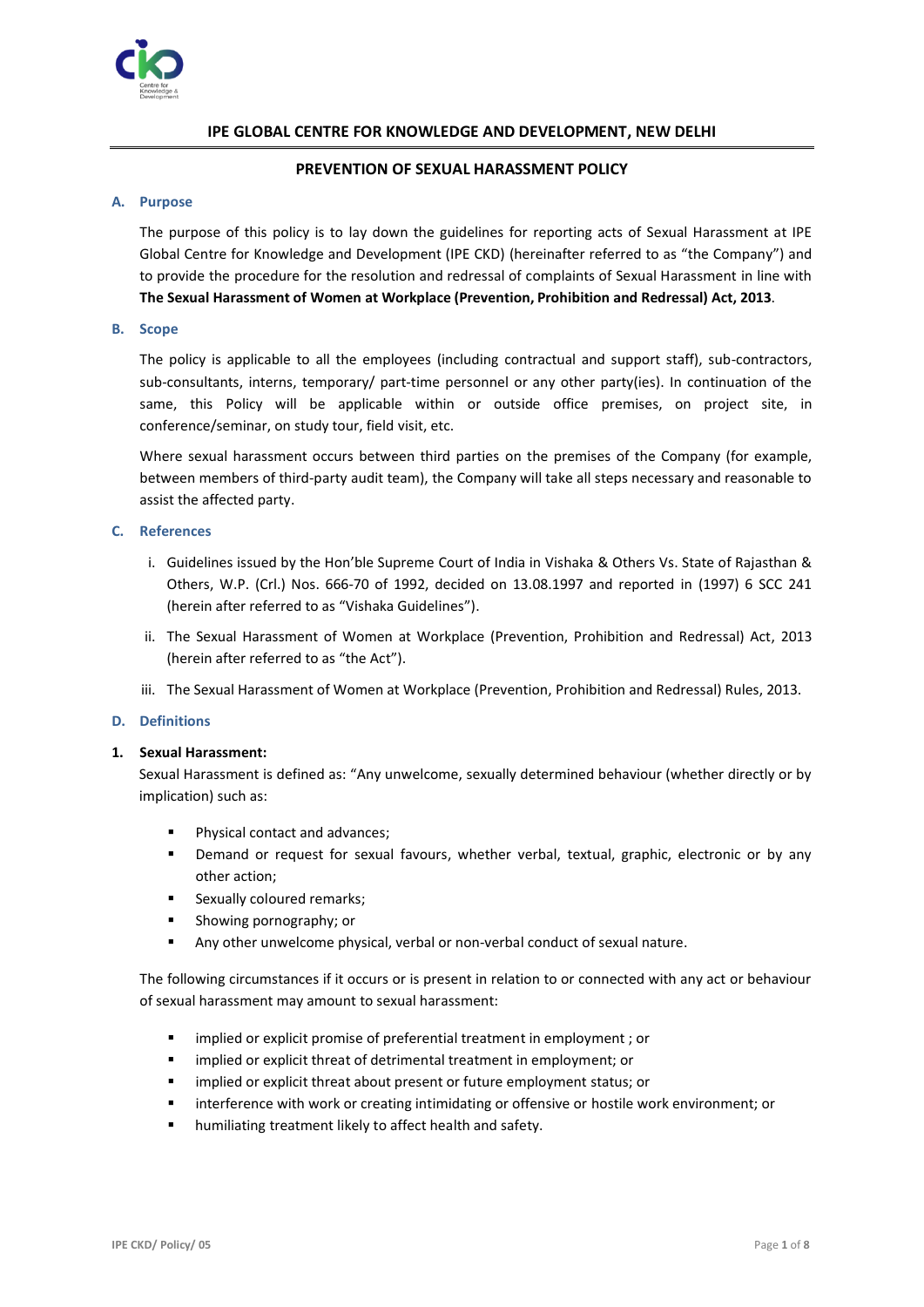# IPE GLOBAL CENTRE FOR KNOWLEDGE AND DEVELOPMENT, NEW DELHI

## PREVENTION OF SEXUAL HARASSMENT POLICY

### A. Purpose

The purpose of this policy is to lay down the guidelines for reporting acts of Sexual Harassment at IPE Global Centre for Knowledge and Development (IPE CKD) (hereinafter referred to as "the Company") and to provide the procedure for the resolution and redressal of complaints of Sexual Harassment in line with **The Sexual Harassment of Women at Workplace (Prevention, Prohibition and Redressal) Act, 2013**.

### B. Scope

The policy is applicable to all the employees (including contractual and support staff), sub-contractors, sub-consultants, interns, temporary/ part-time personnel or any other party(ies). In continuation of the same, this Policy will be applicable within or outside office premises, on project site, in conference/seminar, on study tour, field visit, etc.

Where sexual harassment occurs between third parties on the premises of the Company (for example, between members of third-party audit team), the Company will take all steps necessary and reasonable to assist the affected party.

### C. References

i. Guidelines issued by the Hon'ble Supreme Court of India in Vishaka & Others Vs. State of Rajasthan & Others, W.P. (Crl.) Nos. 666-70 of 1992, decided on 13.08.1997 and reported in (1997) 6 SCC 241 (herein after referred to as "Vishaka Guidelines").

ii. The Sexual Harassment of Women at Workplace (Prevention, Prohibition and Redressal) Act, 2013 (herein after referred to as "the Act").

iii. The Sexual Harassment of Women at Workplace (Prevention, Prohibition and Redressal) Rules, 2013.

### D. Definitions

**1. Sexual Harassment:**

Sexual Harassment is defined as: "Any unwelcome, sexually determined behaviour (whether directly or by implication) such as:

- Physical contact and advances;
- Demand or request for sexual favours, whether verbal, textual, graphic, electronic or by any other action;
- Sexually coloured remarks;
- Showing pornography; or
- Any other unwelcome physical, verbal or non-verbal conduct of sexual nature.

The following circumstances if it occurs or is present in relation to or connected with any act or behaviour of sexual harassment may amount to sexual harassment:

- implied or explicit promise of preferential treatment in employment ; or
- implied or explicit threat of detrimental treatment in employment; or
- implied or explicit threat about present or future employment status; or
- interference with work or creating intimidating or offensive or hostile work environment; or
- humiliating treatment likely to affect health and safety.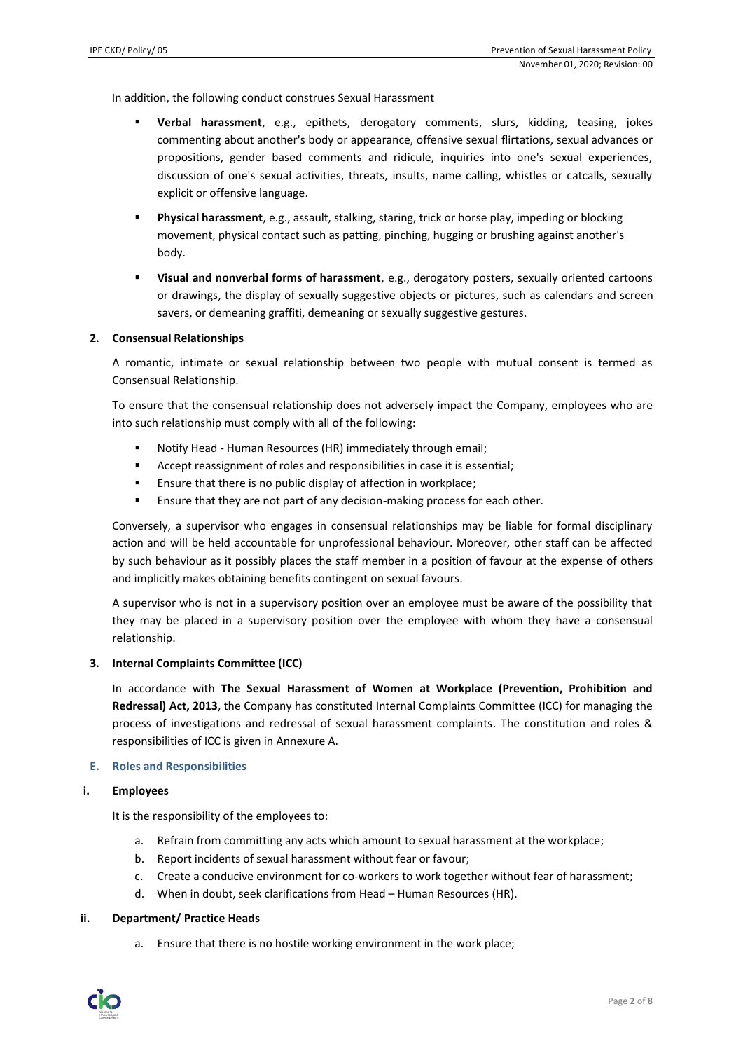In addition, the following conduct construes Sexual Harassment

- **Verbal harassment**, e.g., epithets, derogatory comments, slurs, kidding, teasing, jokes commenting about another's body or appearance, offensive sexual flirtations, sexual advances or propositions, gender based comments and ridicule, inquiries into one's sexual experiences, discussion of one's sexual activities, threats, insults, name calling, whistles or catcalls, sexually explicit or offensive language.
- **Physical harassment**, e.g., assault, stalking, staring, trick or horse play, impeding or blocking movement, physical contact such as patting, pinching, hugging or brushing against another's body.
- **Visual and nonverbal forms of harassment**, e.g., derogatory posters, sexually oriented cartoons or drawings, the display of sexually suggestive objects or pictures, such as calendars and screen savers, or demeaning graffiti, demeaning or sexually suggestive gestures.

### 2. Consensual Relationships

A romantic, intimate or sexual relationship between two people with mutual consent is termed as Consensual Relationship.

To ensure that the consensual relationship does not adversely impact the Company, employees who are into such relationship must comply with all of the following:

- Notify Head - Human Resources (HR) immediately through email;
- Accept reassignment of roles and responsibilities in case it is essential;
- Ensure that there is no public display of affection in workplace;
- Ensure that they are not part of any decision-making process for each other.

Conversely, a supervisor who engages in consensual relationships may be liable for formal disciplinary action and will be held accountable for unprofessional behaviour. Moreover, other staff can be affected by such behaviour as it possibly places the staff member in a position of favour at the expense of others and implicitly makes obtaining benefits contingent on sexual favours.

A supervisor who is not in a supervisory position over an employee must be aware of the possibility that they may be placed in a supervisory position over the employee with whom they have a consensual relationship.

### 3. Internal Complaints Committee (ICC)

In accordance with **The Sexual Harassment of Women at Workplace (Prevention, Prohibition and Redressal) Act, 2013**, the Company has constituted Internal Complaints Committee (ICC) for managing the process of investigations and redressal of sexual harassment complaints. The constitution and roles & responsibilities of ICC is given in Annexure A.

## E. Roles and Responsibilities

### i. Employees

It is the responsibility of the employees to:

a. Refrain from committing any acts which amount to sexual harassment at the workplace;
b. Report incidents of sexual harassment without fear or favour;
c. Create a conducive environment for co-workers to work together without fear of harassment;
d. When in doubt, seek clarifications from Head – Human Resources (HR).

### ii. Department/ Practice Heads

a. Ensure that there is no hostile working environment in the work place;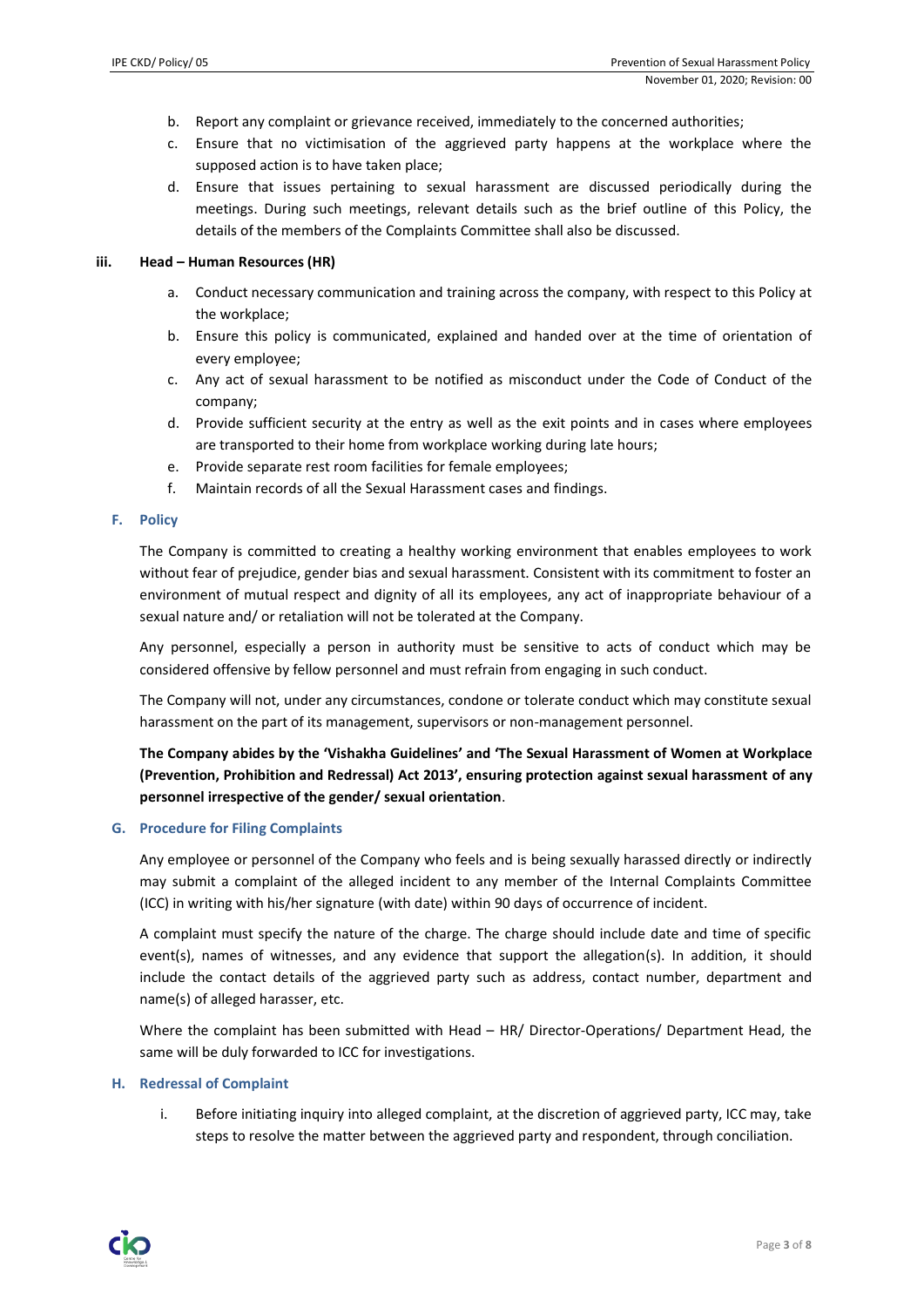b. Report any complaint or grievance received, immediately to the concerned authorities;
c. Ensure that no victimisation of the aggrieved party happens at the workplace where the supposed action is to have taken place;
d. Ensure that issues pertaining to sexual harassment are discussed periodically during the meetings. During such meetings, relevant details such as the brief outline of this Policy, the details of the members of the Complaints Committee shall also be discussed.

**iii. Head – Human Resources (HR)**

a. Conduct necessary communication and training across the company, with respect to this Policy at the workplace;
b. Ensure this policy is communicated, explained and handed over at the time of orientation of every employee;
c. Any act of sexual harassment to be notified as misconduct under the Code of Conduct of the company;
d. Provide sufficient security at the entry as well as the exit points and in cases where employees are transported to their home from workplace working during late hours;
e. Provide separate rest room facilities for female employees;
f. Maintain records of all the Sexual Harassment cases and findings.

## F. Policy

The Company is committed to creating a healthy working environment that enables employees to work without fear of prejudice, gender bias and sexual harassment. Consistent with its commitment to foster an environment of mutual respect and dignity of all its employees, any act of inappropriate behaviour of a sexual nature and/ or retaliation will not be tolerated at the Company.

Any personnel, especially a person in authority must be sensitive to acts of conduct which may be considered offensive by fellow personnel and must refrain from engaging in such conduct.

The Company will not, under any circumstances, condone or tolerate conduct which may constitute sexual harassment on the part of its management, supervisors or non-management personnel.

**The Company abides by the 'Vishakha Guidelines' and 'The Sexual Harassment of Women at Workplace (Prevention, Prohibition and Redressal) Act 2013', ensuring protection against sexual harassment of any personnel irrespective of the gender/ sexual orientation**.

## G. Procedure for Filing Complaints

Any employee or personnel of the Company who feels and is being sexually harassed directly or indirectly may submit a complaint of the alleged incident to any member of the Internal Complaints Committee (ICC) in writing with his/her signature (with date) within 90 days of occurrence of incident.

A complaint must specify the nature of the charge. The charge should include date and time of specific event(s), names of witnesses, and any evidence that support the allegation(s). In addition, it should include the contact details of the aggrieved party such as address, contact number, department and name(s) of alleged harasser, etc.

Where the complaint has been submitted with Head – HR/ Director-Operations/ Department Head, the same will be duly forwarded to ICC for investigations.

## H. Redressal of Complaint

i. Before initiating inquiry into alleged complaint, at the discretion of aggrieved party, ICC may, take steps to resolve the matter between the aggrieved party and respondent, through conciliation.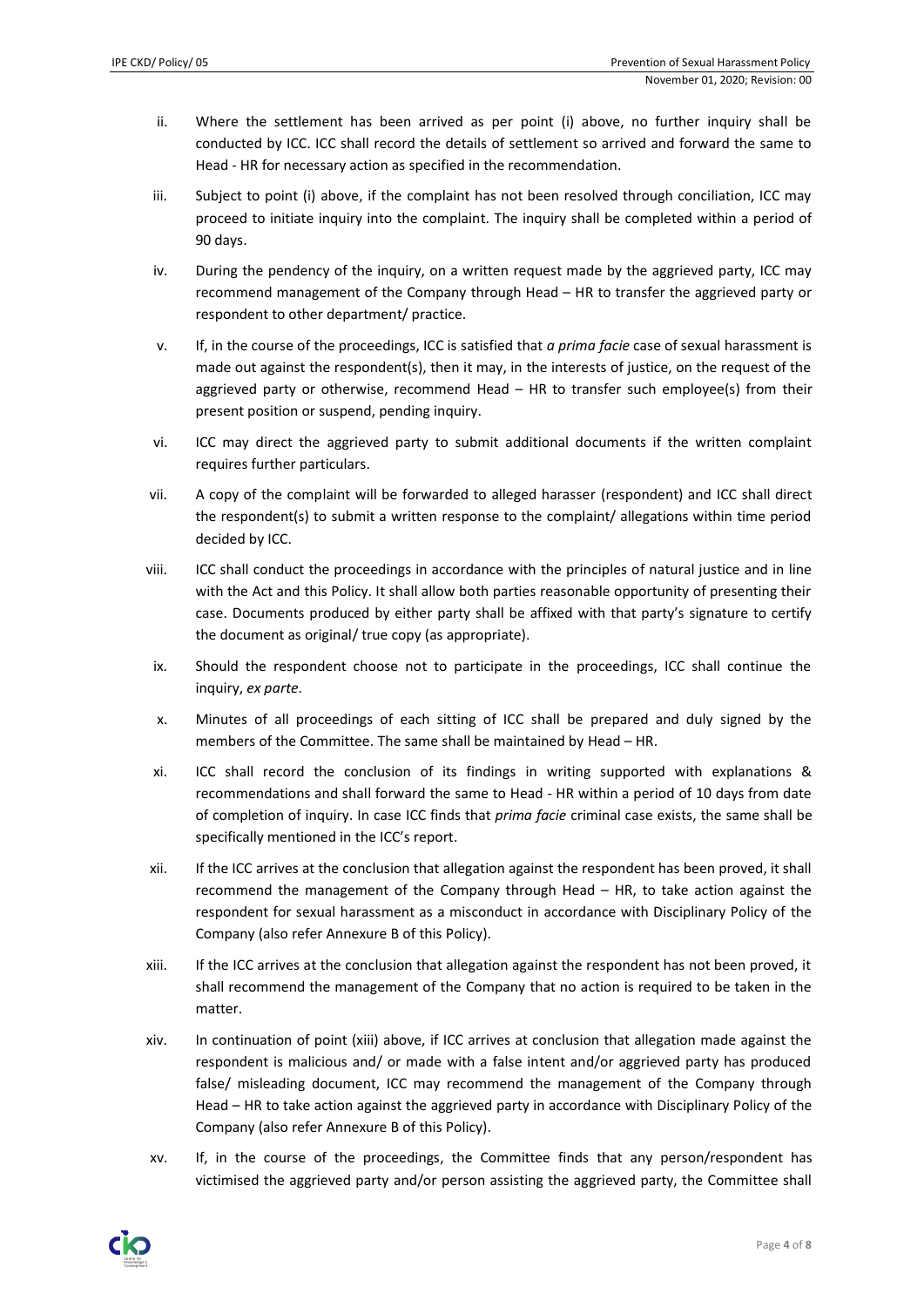ii. Where the settlement has been arrived as per point (i) above, no further inquiry shall be conducted by ICC. ICC shall record the details of settlement so arrived and forward the same to Head - HR for necessary action as specified in the recommendation.

iii. Subject to point (i) above, if the complaint has not been resolved through conciliation, ICC may proceed to initiate inquiry into the complaint. The inquiry shall be completed within a period of 90 days.

iv. During the pendency of the inquiry, on a written request made by the aggrieved party, ICC may recommend management of the Company through Head – HR to transfer the aggrieved party or respondent to other department/ practice.

v. If, in the course of the proceedings, ICC is satisfied that *a prima facie* case of sexual harassment is made out against the respondent(s), then it may, in the interests of justice, on the request of the aggrieved party or otherwise, recommend Head – HR to transfer such employee(s) from their present position or suspend, pending inquiry.

vi. ICC may direct the aggrieved party to submit additional documents if the written complaint requires further particulars.

vii. A copy of the complaint will be forwarded to alleged harasser (respondent) and ICC shall direct the respondent(s) to submit a written response to the complaint/ allegations within time period decided by ICC.

viii. ICC shall conduct the proceedings in accordance with the principles of natural justice and in line with the Act and this Policy. It shall allow both parties reasonable opportunity of presenting their case. Documents produced by either party shall be affixed with that party's signature to certify the document as original/ true copy (as appropriate).

ix. Should the respondent choose not to participate in the proceedings, ICC shall continue the inquiry, *ex parte*.

x. Minutes of all proceedings of each sitting of ICC shall be prepared and duly signed by the members of the Committee. The same shall be maintained by Head – HR.

xi. ICC shall record the conclusion of its findings in writing supported with explanations & recommendations and shall forward the same to Head - HR within a period of 10 days from date of completion of inquiry. In case ICC finds that *prima facie* criminal case exists, the same shall be specifically mentioned in the ICC's report.

xii. If the ICC arrives at the conclusion that allegation against the respondent has been proved, it shall recommend the management of the Company through Head – HR, to take action against the respondent for sexual harassment as a misconduct in accordance with Disciplinary Policy of the Company (also refer Annexure B of this Policy).

xiii. If the ICC arrives at the conclusion that allegation against the respondent has not been proved, it shall recommend the management of the Company that no action is required to be taken in the matter.

xiv. In continuation of point (xiii) above, if ICC arrives at conclusion that allegation made against the respondent is malicious and/ or made with a false intent and/or aggrieved party has produced false/ misleading document, ICC may recommend the management of the Company through Head – HR to take action against the aggrieved party in accordance with Disciplinary Policy of the Company (also refer Annexure B of this Policy).

xv. If, in the course of the proceedings, the Committee finds that any person/respondent has victimised the aggrieved party and/or person assisting the aggrieved party, the Committee shall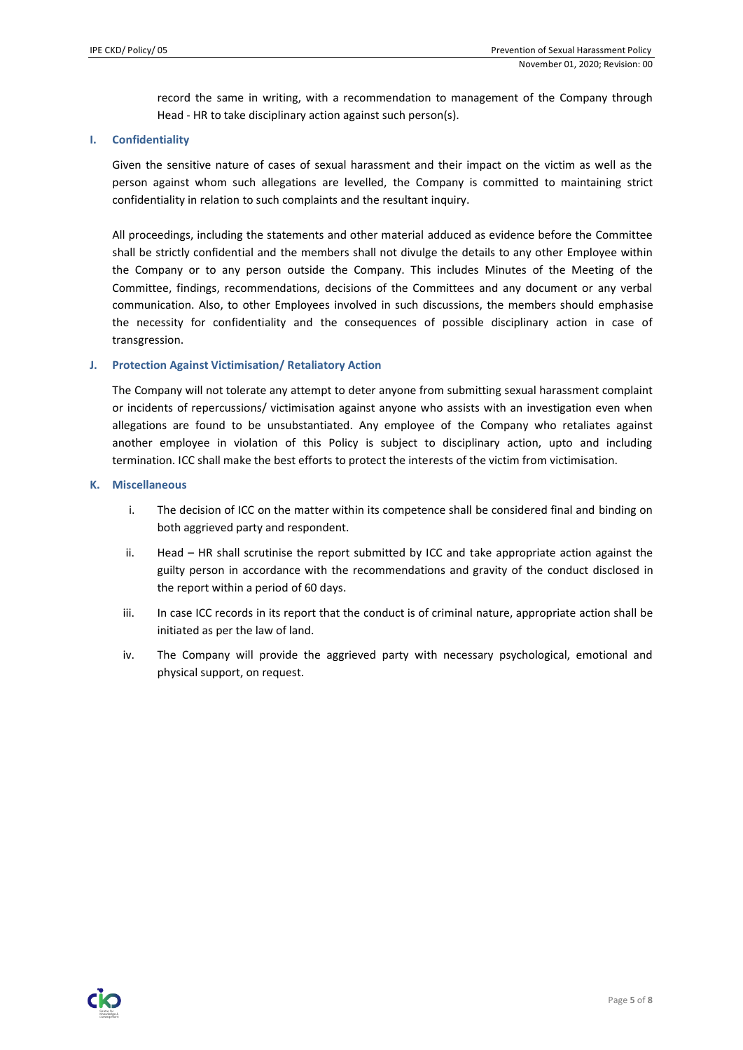record the same in writing, with a recommendation to management of the Company through Head - HR to take disciplinary action against such person(s).

### I. Confidentiality

Given the sensitive nature of cases of sexual harassment and their impact on the victim as well as the person against whom such allegations are levelled, the Company is committed to maintaining strict confidentiality in relation to such complaints and the resultant inquiry.

All proceedings, including the statements and other material adduced as evidence before the Committee shall be strictly confidential and the members shall not divulge the details to any other Employee within the Company or to any person outside the Company. This includes Minutes of the Meeting of the Committee, findings, recommendations, decisions of the Committees and any document or any verbal communication. Also, to other Employees involved in such discussions, the members should emphasise the necessity for confidentiality and the consequences of possible disciplinary action in case of transgression.

### J. Protection Against Victimisation/ Retaliatory Action

The Company will not tolerate any attempt to deter anyone from submitting sexual harassment complaint or incidents of repercussions/ victimisation against anyone who assists with an investigation even when allegations are found to be unsubstantiated. Any employee of the Company who retaliates against another employee in violation of this Policy is subject to disciplinary action, upto and including termination. ICC shall make the best efforts to protect the interests of the victim from victimisation.

### K. Miscellaneous

i. The decision of ICC on the matter within its competence shall be considered final and binding on both aggrieved party and respondent.

ii. Head – HR shall scrutinise the report submitted by ICC and take appropriate action against the guilty person in accordance with the recommendations and gravity of the conduct disclosed in the report within a period of 60 days.

iii. In case ICC records in its report that the conduct is of criminal nature, appropriate action shall be initiated as per the law of land.

iv. The Company will provide the aggrieved party with necessary psychological, emotional and physical support, on request.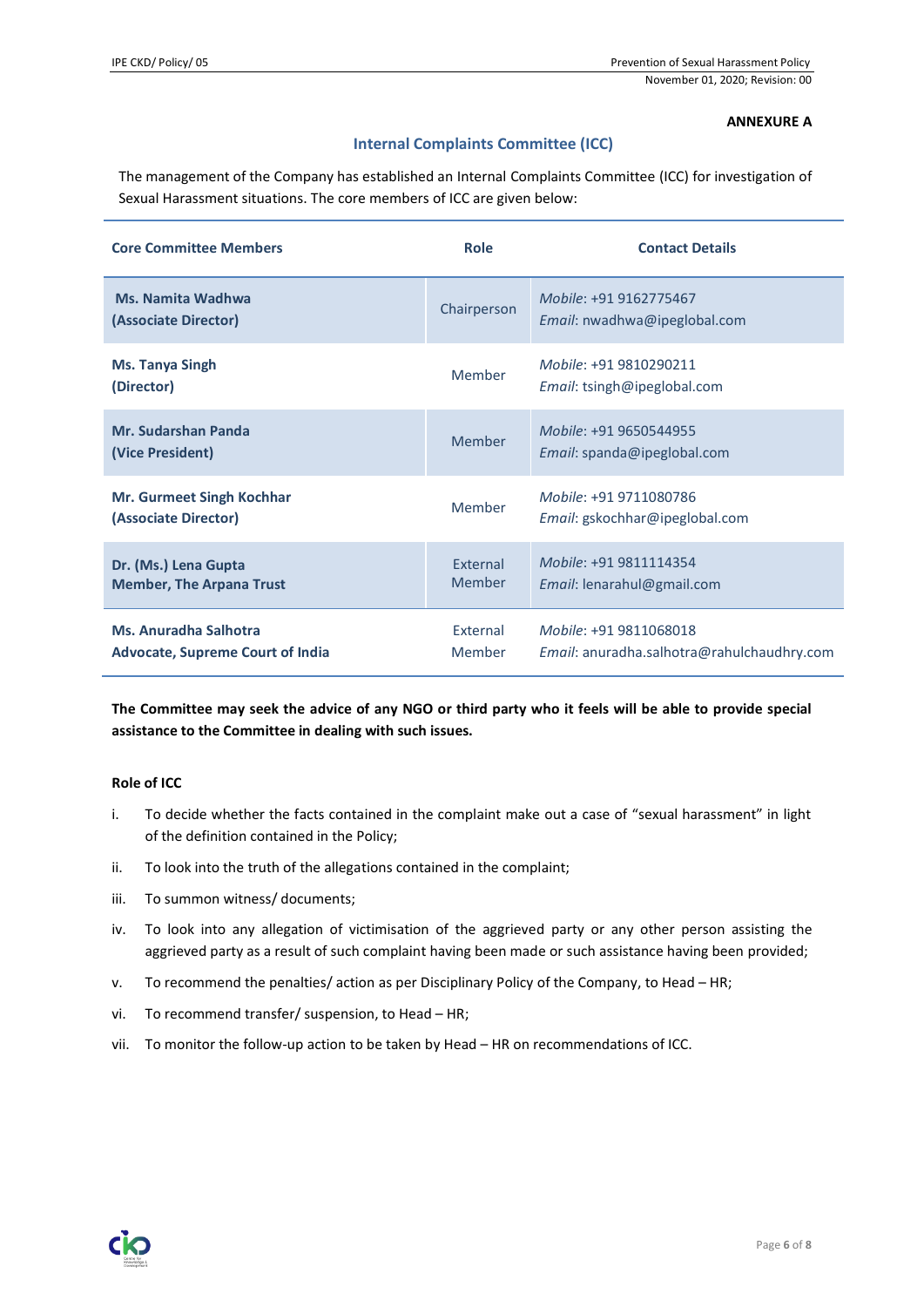**ANNEXURE A**

## Internal Complaints Committee (ICC)

The management of the Company has established an Internal Complaints Committee (ICC) for investigation of Sexual Harassment situations. The core members of ICC are given below:

| Core Committee Members | Role | Contact Details |
|---|---|---|
| **Ms. Namita Wadhwa (Associate Director)** | Chairperson | *Mobile*: +91 9162775467 *Email*: nwadhwa@ipeglobal.com |
| **Ms. Tanya Singh (Director)** | Member | *Mobile*: +91 9810290211 *Email*: tsingh@ipeglobal.com |
| **Mr. Sudarshan Panda (Vice President)** | Member | *Mobile*: +91 9650544955 *Email*: spanda@ipeglobal.com |
| **Mr. Gurmeet Singh Kochhar (Associate Director)** | Member | *Mobile*: +91 9711080786 *Email*: gskochhar@ipeglobal.com |
| **Dr. (Ms.) Lena Gupta Member, The Arpana Trust** | External Member | *Mobile*: +91 9811114354 *Email*: lenarahul@gmail.com |
| **Ms. Anuradha Salhotra Advocate, Supreme Court of India** | External Member | *Mobile*: +91 9811068018 *Email*: anuradha.salhotra@rahulchaudhry.com |

**The Committee may seek the advice of any NGO or third party who it feels will be able to provide special assistance to the Committee in dealing with such issues.**

**Role of ICC**

i. To decide whether the facts contained in the complaint make out a case of "sexual harassment" in light of the definition contained in the Policy;

ii. To look into the truth of the allegations contained in the complaint;

iii. To summon witness/ documents;

iv. To look into any allegation of victimisation of the aggrieved party or any other person assisting the aggrieved party as a result of such complaint having been made or such assistance having been provided;

v. To recommend the penalties/ action as per Disciplinary Policy of the Company, to Head – HR;

vi. To recommend transfer/ suspension, to Head – HR;

vii. To monitor the follow-up action to be taken by Head – HR on recommendations of ICC.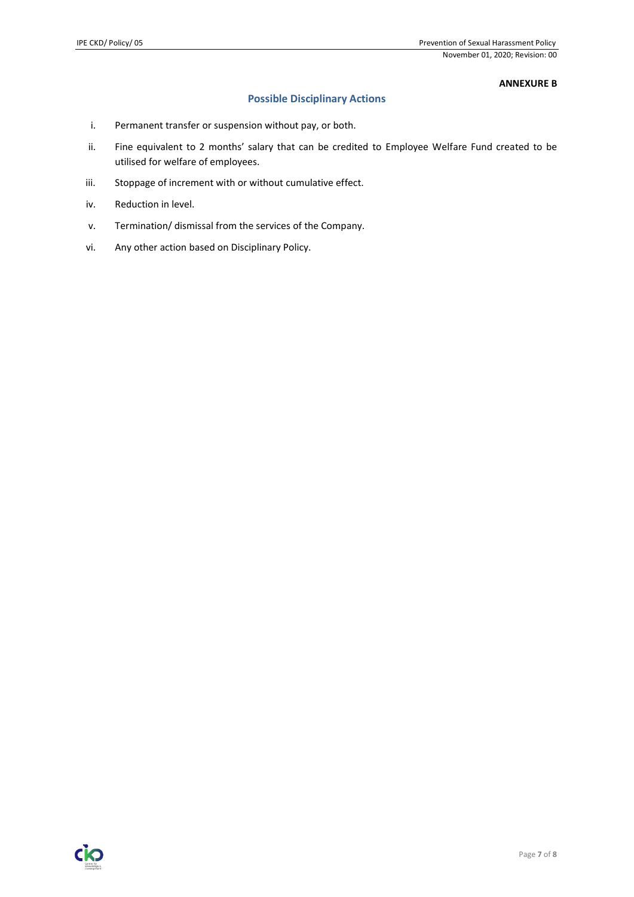**ANNEXURE B**

## Possible Disciplinary Actions

i. Permanent transfer or suspension without pay, or both.

ii. Fine equivalent to 2 months' salary that can be credited to Employee Welfare Fund created to be utilised for welfare of employees.

iii. Stoppage of increment with or without cumulative effect.

iv. Reduction in level.

v. Termination/ dismissal from the services of the Company.

vi. Any other action based on Disciplinary Policy.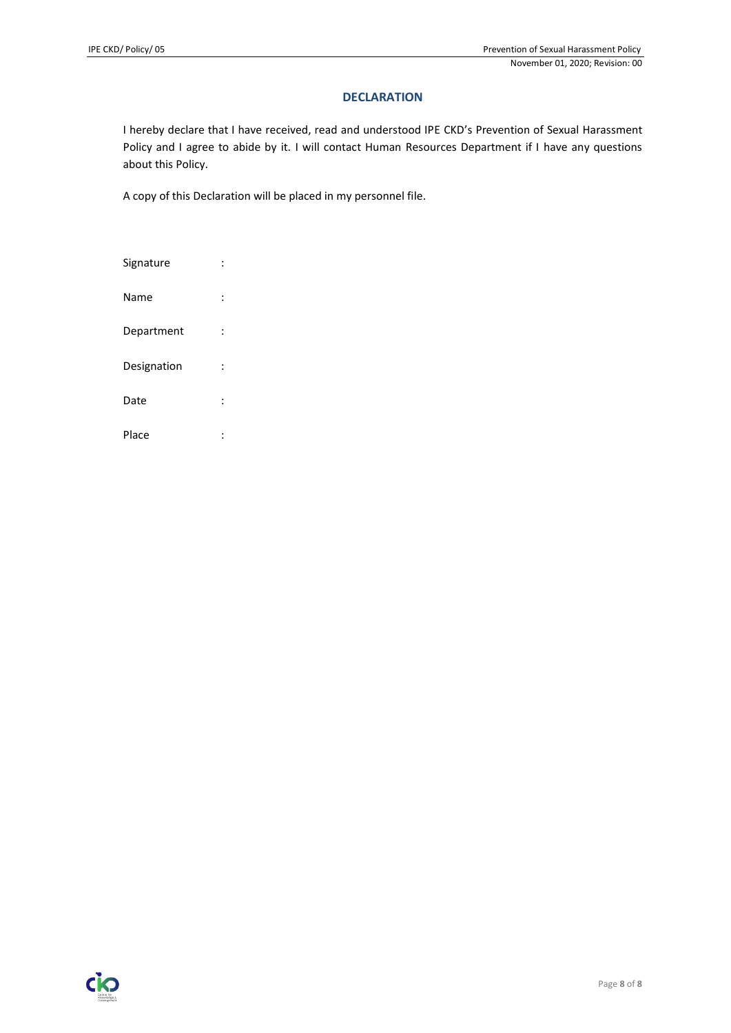## DECLARATION

I hereby declare that I have received, read and understood IPE CKD's Prevention of Sexual Harassment Policy and I agree to abide by it. I will contact Human Resources Department if I have any questions about this Policy.

A copy of this Declaration will be placed in my personnel file.

Signature :

Name :

Department :

Designation :

Date :

Place :